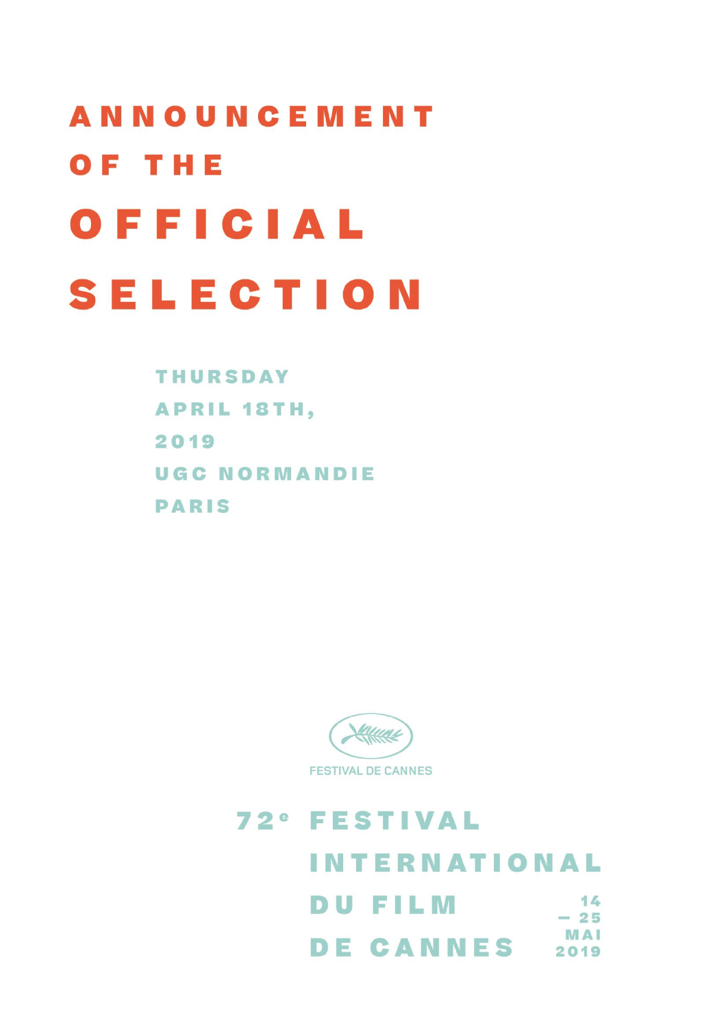# ANNOUNCEMENT OF THE OFFICIAL SELECTION

THURSDAY
APRIL 18TH,
2019
UGC NORMANDIE
PARIS

FESTIVAL DE CANNES

72e FESTIVAL INTERNATIONAL DU FILM DE CANNES

14 – 25 MAI 2019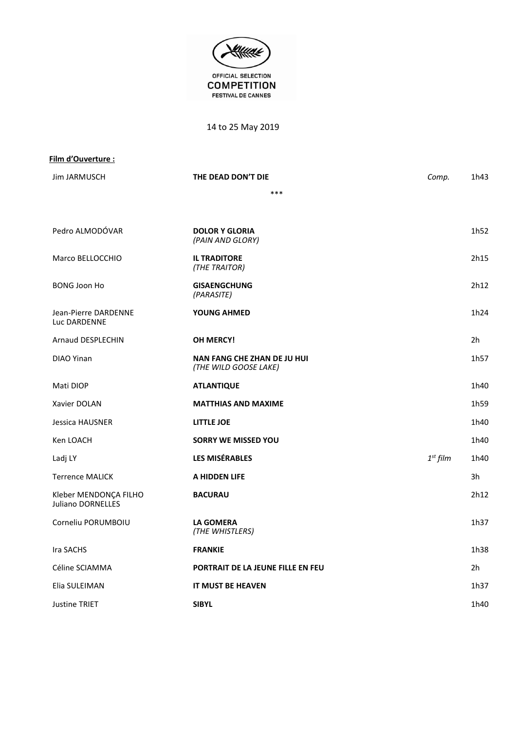OFFICIAL SELECTION
**COMPETITION**
FESTIVAL DE CANNES

14 to 25 May 2019

**Film d'Ouverture :**

| Director | Title | Note | Duration |
|---|---|---|---|
| Jim JARMUSCH | **THE DEAD DON'T DIE** | *Comp.* | 1h43 |

***

| Director | Title | Note | Duration |
|---|---|---|---|
| Pedro ALMODÓVAR | **DOLOR Y GLORIA** *(PAIN AND GLORY)* | | 1h52 |
| Marco BELLOCCHIO | **IL TRADITORE** *(THE TRAITOR)* | | 2h15 |
| BONG Joon Ho | **GISAENGCHUNG** *(PARASITE)* | | 2h12 |
| Jean-Pierre DARDENNE, Luc DARDENNE | **YOUNG AHMED** | | 1h24 |
| Arnaud DESPLECHIN | **OH MERCY!** | | 2h |
| DIAO Yinan | **NAN FANG CHE ZHAN DE JU HUI** *(THE WILD GOOSE LAKE)* | | 1h57 |
| Mati DIOP | **ATLANTIQUE** | | 1h40 |
| Xavier DOLAN | **MATTHIAS AND MAXIME** | | 1h59 |
| Jessica HAUSNER | **LITTLE JOE** | | 1h40 |
| Ken LOACH | **SORRY WE MISSED YOU** | | 1h40 |
| Ladj LY | **LES MISÉRABLES** | *1st film* | 1h40 |
| Terrence MALICK | **A HIDDEN LIFE** | | 3h |
| Kleber MENDONÇA FILHO, Juliano DORNELLES | **BACURAU** | | 2h12 |
| Corneliu PORUMBOIU | **LA GOMERA** *(THE WHISTLERS)* | | 1h37 |
| Ira SACHS | **FRANKIE** | | 1h38 |
| Céline SCIAMMA | **PORTRAIT DE LA JEUNE FILLE EN FEU** | | 2h |
| Elia SULEIMAN | **IT MUST BE HEAVEN** | | 1h37 |
| Justine TRIET | **SIBYL** | | 1h40 |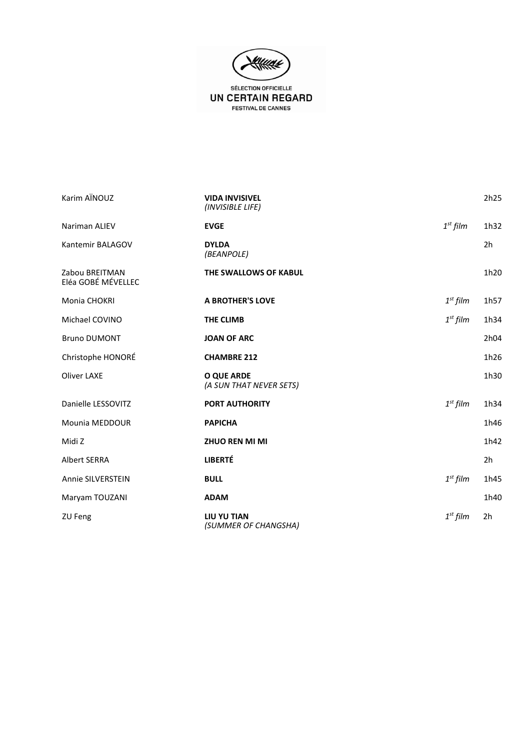SÉLECTION OFFICIELLE

# UN CERTAIN REGARD

FESTIVAL DE CANNES

| | | | |
|---|---|---|---|
| Karim AÏNOUZ | **VIDA INVISIVEL** *(INVISIBLE LIFE)* | | 2h25 |
| Nariman ALIEV | **EVGE** | *1st film* | 1h32 |
| Kantemir BALAGOV | **DYLDA** *(BEANPOLE)* | | 2h |
| Zabou BREITMAN, Eléa GOBÉ MÉVELLEC | **THE SWALLOWS OF KABUL** | | 1h20 |
| Monia CHOKRI | **A BROTHER'S LOVE** | *1st film* | 1h57 |
| Michael COVINO | **THE CLIMB** | *1st film* | 1h34 |
| Bruno DUMONT | **JOAN OF ARC** | | 2h04 |
| Christophe HONORÉ | **CHAMBRE 212** | | 1h26 |
| Oliver LAXE | **O QUE ARDE** *(A SUN THAT NEVER SETS)* | | 1h30 |
| Danielle LESSOVITZ | **PORT AUTHORITY** | *1st film* | 1h34 |
| Mounia MEDDOUR | **PAPICHA** | | 1h46 |
| Midi Z | **ZHUO REN MI MI** | | 1h42 |
| Albert SERRA | **LIBERTÉ** | | 2h |
| Annie SILVERSTEIN | **BULL** | *1st film* | 1h45 |
| Maryam TOUZANI | **ADAM** | | 1h40 |
| ZU Feng | **LIU YU TIAN** *(SUMMER OF CHANGSHA)* | *1st film* | 2h |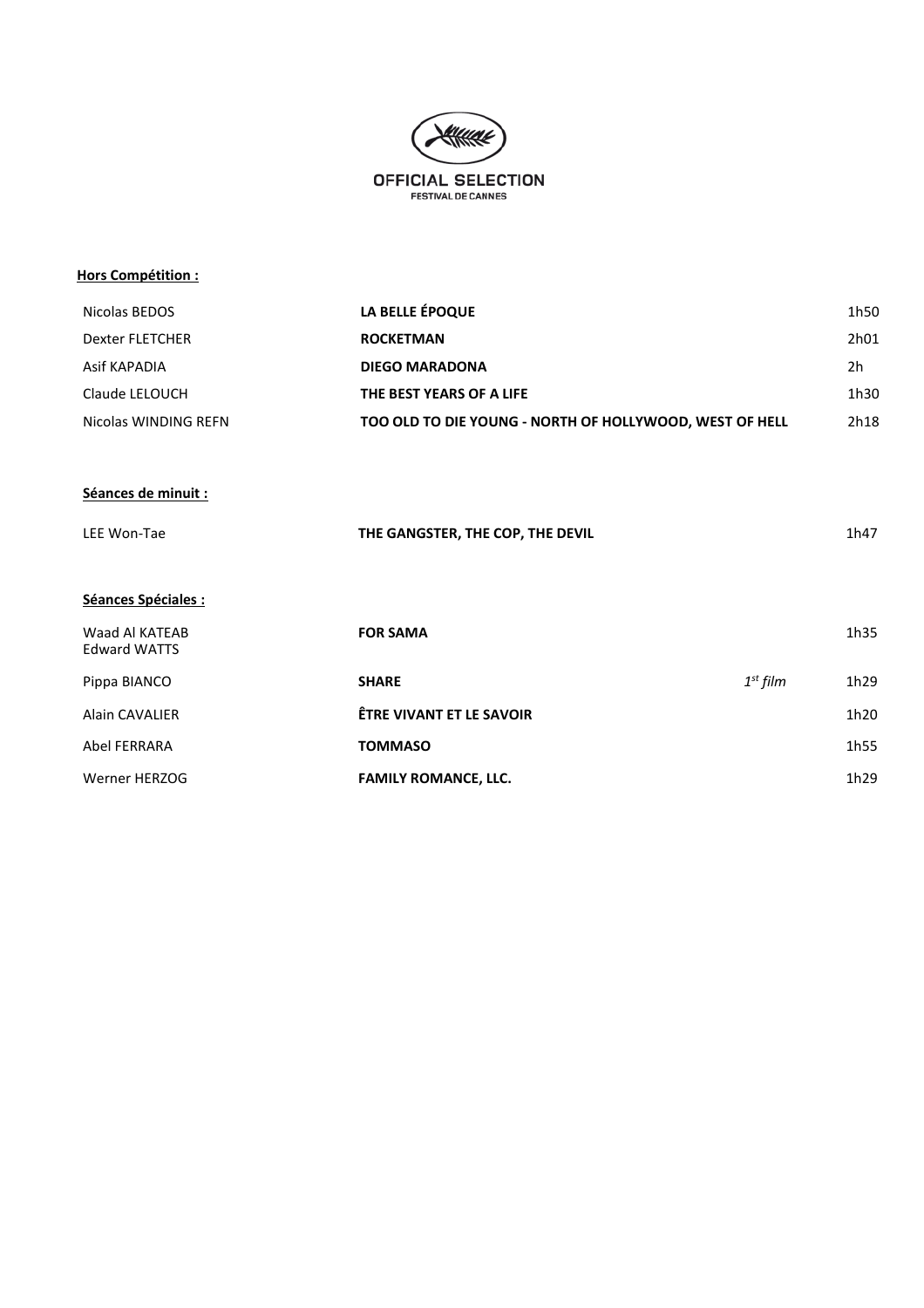OFFICIAL SELECTION
FESTIVAL DE CANNES

**Hors Compétition :**

| | | | |
|---|---|---|---|
| Nicolas BEDOS | **LA BELLE ÉPOQUE** | | 1h50 |
| Dexter FLETCHER | **ROCKETMAN** | | 2h01 |
| Asif KAPADIA | **DIEGO MARADONA** | | 2h |
| Claude LELOUCH | **THE BEST YEARS OF A LIFE** | | 1h30 |
| Nicolas WINDING REFN | **TOO OLD TO DIE YOUNG - NORTH OF HOLLYWOOD, WEST OF HELL** | | 2h18 |

**Séances de minuit :**

| | | | |
|---|---|---|---|
| LEE Won-Tae | **THE GANGSTER, THE COP, THE DEVIL** | | 1h47 |

**Séances Spéciales :**

| | | | |
|---|---|---|---|
| Waad Al KATEAB<br>Edward WATTS | **FOR SAMA** | | 1h35 |
| Pippa BIANCO | **SHARE** | *1st film* | 1h29 |
| Alain CAVALIER | **ÊTRE VIVANT ET LE SAVOIR** | | 1h20 |
| Abel FERRARA | **TOMMASO** | | 1h55 |
| Werner HERZOG | **FAMILY ROMANCE, LLC.** | | 1h29 |